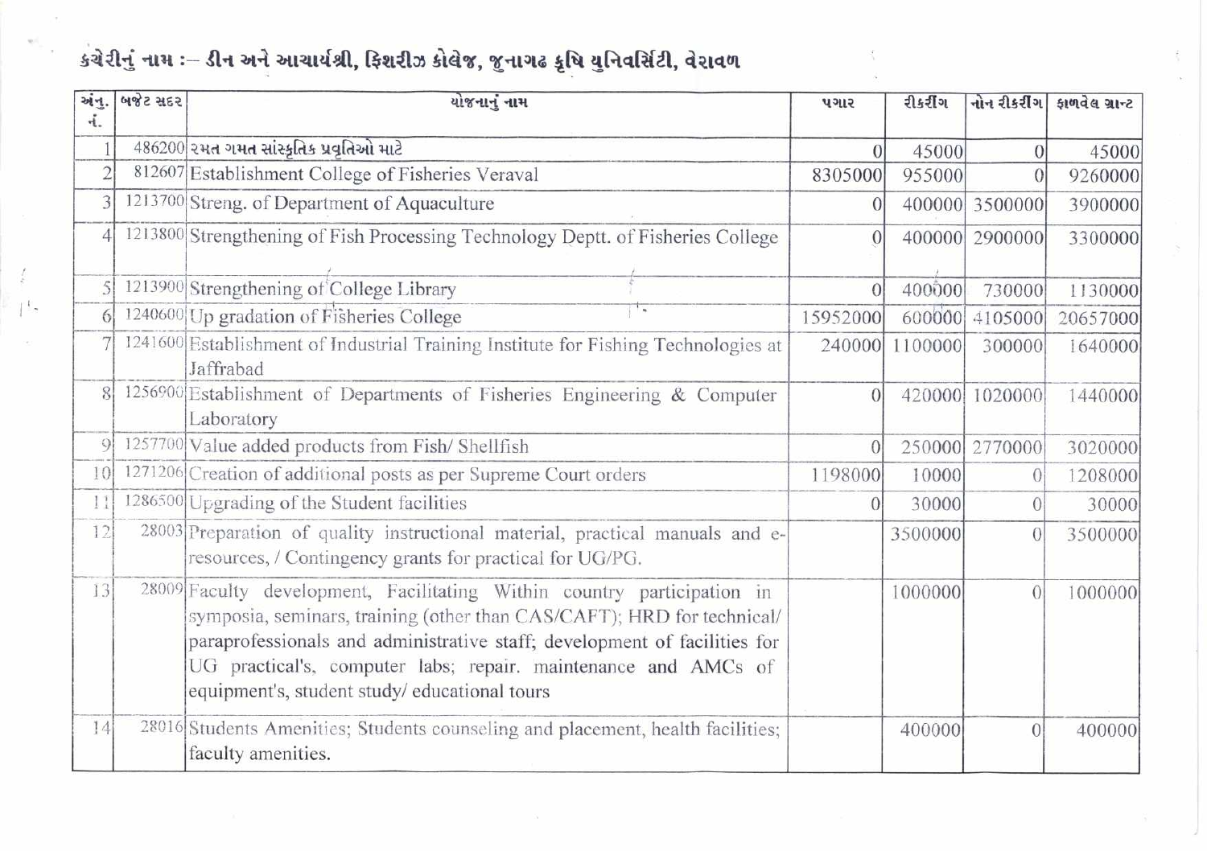કચેરીનું નામ :– ડીન અને આચાર્યશ્રી, ફિશરીઝ કોલેજ, જુનાગઢ કૃષિ યુનિવર્સિટી, વેરાવળ

| અનુ. નં. | બજેટ સદર | યોજનાનું નામ | પગાર | રીકરીંગ | નોન રીકરીંગ | ફાળવેલ ગ્રાન્ટ |
|---|---|---|---|---|---|---|
| 1 | 486200 | રમત ગમત સાંસ્કૃતિક પ્રવૃતિઓ માટે | 0 | 45000 | 0 | 45000 |
| 2 | 812607 | Establishment College of Fisheries Veraval | 8305000 | 955000 | 0 | 9260000 |
| 3 | 1213700 | Streng. of Department of Aquaculture | 0 | 400000 | 3500000 | 3900000 |
| 4 | 1213800 | Strengthening of Fish Processing Technology Deptt. of Fisheries College | 0 | 400000 | 2900000 | 3300000 |
| 5 | 1213900 | Strengthening of College Library | 0 | 400000 | 730000 | 1130000 |
| 6 | 1240600 | Up gradation of Fisheries College | 15952000 | 600000 | 4105000 | 20657000 |
| 7 | 1241600 | Establishment of Industrial Training Institute for Fishing Technologies at Jaffrabad | 240000 | 1100000 | 300000 | 1640000 |
| 8 | 1256900 | Establishment of Departments of Fisheries Engineering & Computer Laboratory | 0 | 420000 | 1020000 | 1440000 |
| 9 | 1257700 | Value added products from Fish/ Shellfish | 0 | 250000 | 2770000 | 3020000 |
| 10 | 1271206 | Creation of additional posts as per Supreme Court orders | 1198000 | 10000 | 0 | 1208000 |
| 11 | 1286500 | Upgrading of the Student facilities | 0 | 30000 | 0 | 30000 |
| 12 | 28003 | Preparation of quality instructional material, practical manuals and e-resources, / Contingency grants for practical for UG/PG. | | 3500000 | 0 | 3500000 |
| 13 | 28009 | Faculty development, Facilitating Within country participation in symposia, seminars, training (other than CAS/CAFT); HRD for technical/ paraprofessionals and administrative staff; development of facilities for UG practical's, computer labs; repair. maintenance and AMCs of equipment's, student study/ educational tours | | 1000000 | 0 | 1000000 |
| 14 | 28016 | Students Amenities; Students counseling and placement, health facilities; faculty amenities. | | 400000 | 0 | 400000 |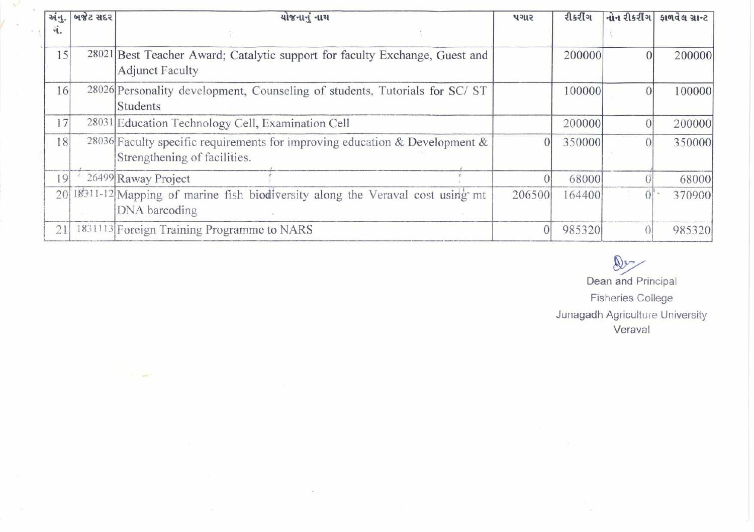| અનુ. નં. | બજેટ સદર | યોજનાનું નામ | પગાર | રીકરીંગ | નોન રીકરીંગ | ફાળવેલ ગ્રાન્ટ |
|---|---|---|---|---|---|---|
| 15 | 28021 | Best Teacher Award; Catalytic support for faculty Exchange, Guest and Adjunct Faculty | | 200000 | 0 | 200000 |
| 16 | 28026 | Personality development, Counseling of students, Tutorials for SC/ ST Students | | 100000 | 0 | 100000 |
| 17 | 28031 | Education Technology Cell, Examination Cell | | 200000 | 0 | 200000 |
| 18 | 28036 | Faculty specific requirements for improving education & Development & Strengthening of facilities. | 0 | 350000 | 0 | 350000 |
| 19 | 26499 | Raway Project | 0 | 68000 | 0 | 68000 |
| 20 | 18311-12 | Mapping of marine fish biodiversity along the Veraval cost using mt DNA barcoding | 206500 | 164400 | 0 | 370900 |
| 21 | 1831113 | Foreign Training Programme to NARS | 0 | 985320 | 0 | 985320 |

Dean and Principal
Fisheries College
Junagadh Agriculture University
Veraval